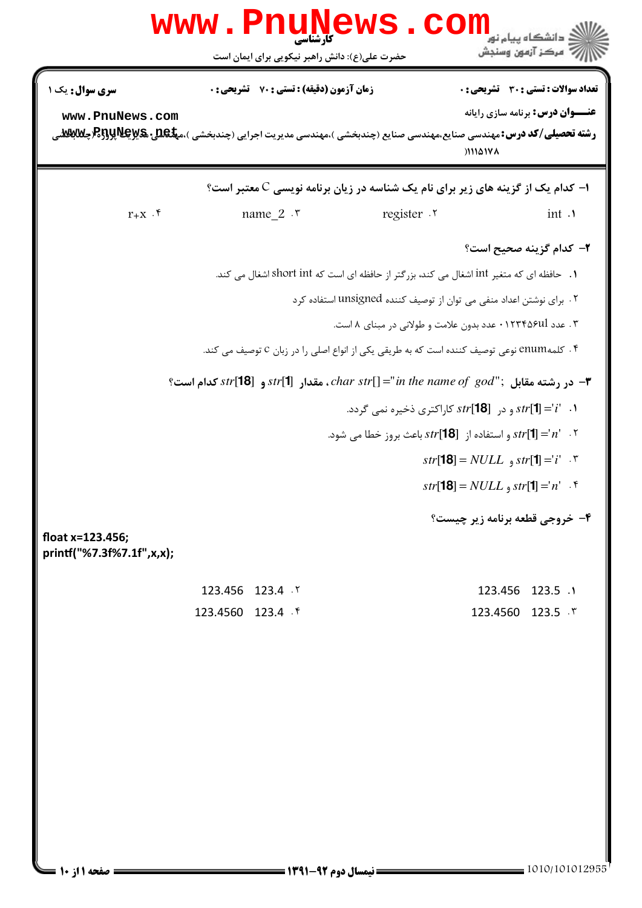**سری سوال:** یک ۱ | **زمان آزمون (دقیقه) : تستی :** ۷۰ **تشریحی :** ۰ | **تعداد سوالات : تستی :** ۳۰ **تشریحی :** ۰

**عنـــوان درس:** برنامه سازی رایانه

**رشته تحصیلی/کد درس:** مهندسی صنایع،مهندسی صنایع (چندبخشی )،مهندسی مدیریت اجرایی (چندبخشی )،مهندسی مدیریت پروژه (چندبخشی )۱۱۱۵۱۷۸

---

**۱- کدام یک از گزینه های زیر برای نام یک شناسه در زبان برنامه نویسی C معتبر است؟**

۱. int ۲. register ۳. name_2 ۴. r+x

**۲- کدام گزینه صحیح است؟**

۱. حافظه ای که متغیر int اشغال می کند، بزرگتر از حافظه ای است که short int اشغال می کند.

۲. برای نوشتن اعداد منفی می توان از توصیف کننده unsigned استفاده کرد

۳. عدد ۰۱۲۳۴۵۶ul عدد بدون علامت و طولانی در مبنای ۸ است.

۴. کلمه enum نوعی توصیف کننده است که به طریقی یکی از انواع اصلی را در زبان c توصیف می کند.

**۳- در رشته مقابل ; char str[]="in the name of god" ، مقدار str[1] و str[18] کدام است؟**

۱. $str[1]='i'$ و در $str[18]$ کاراکتری ذخیره نمی گردد.

۲. $str[1]='n'$ و استفاده از $str[18]$ باعث بروز خطا می شود.

۳. $str[1]='i'$ و $str[18]=NULL$

۴. $str[1]='n'$ و $str[18]=NULL$

**۴- خروجی قطعه برنامه زیر چیست؟**

```
float x=123.456;
printf("%7.3f%7.1f",x,x);
```

۱. 123.456 123.5

۲. 123.456 123.4

۳. 123.4560 123.5

۴. 123.4560 123.4

---

نیمسال دوم ۹۲-۱۳۹۱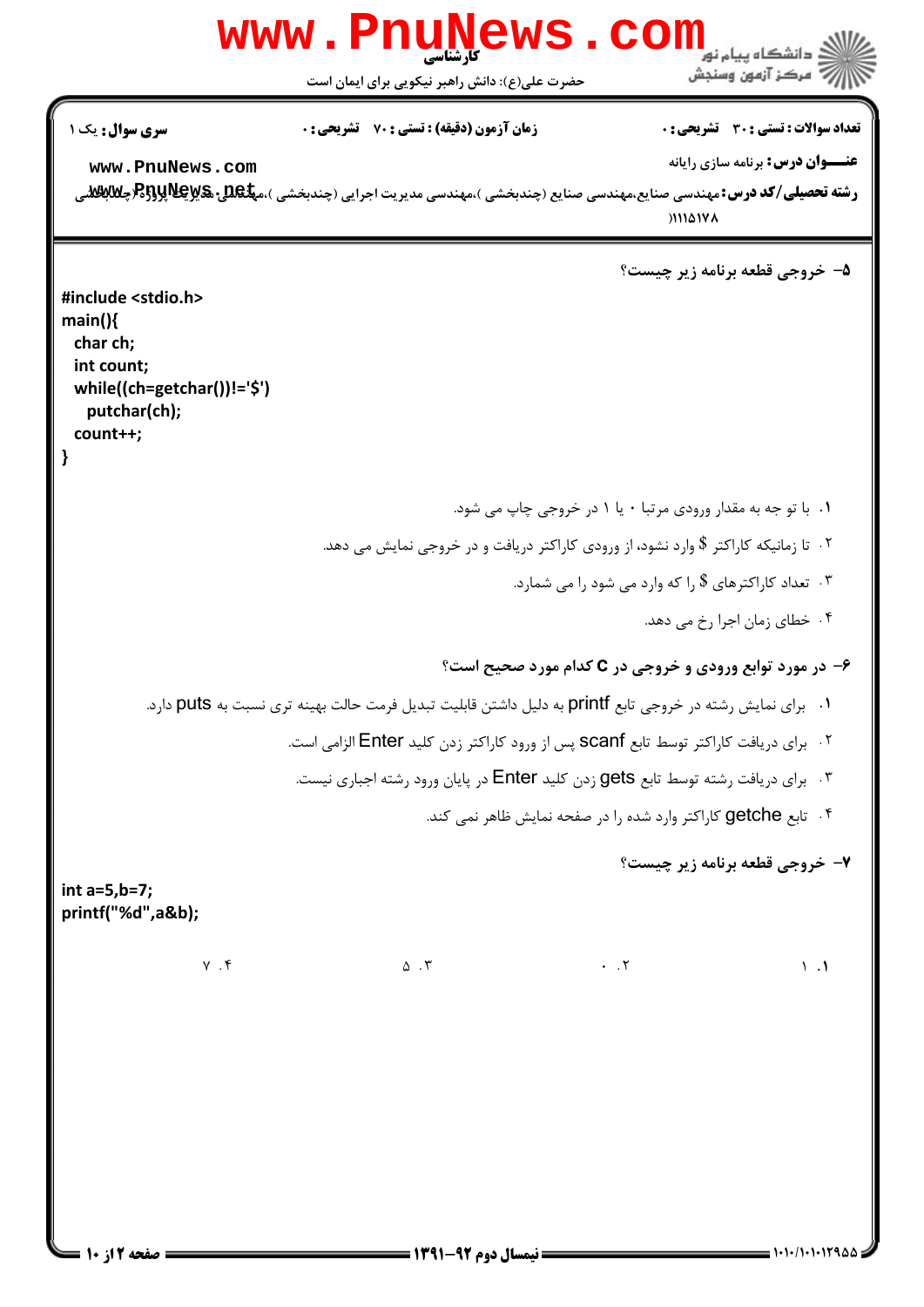**۵- خروجی قطعه برنامه زیر چیست؟**

```
#include <stdio.h>
main(){
  char ch;
  int count;
  while((ch=getchar())!='$')
    putchar(ch);
  count++;
}
```

۱. با توجه به مقدار ورودی مرتبا ۰ یا ۱ در خروجی چاپ می شود.

۲. تا زمانیکه کاراکتر $ وارد نشود، از ورودی کاراکتر دریافت و در خروجی نمایش می دهد.

۳. تعداد کاراکترهای $ را که وارد می شود را می شمارد.

۴. خطای زمان اجرا رخ می دهد.

**۶- در مورد توابع ورودی و خروجی در C کدام مورد صحیح است؟**

۱. برای نمایش رشته در خروجی تابع printf به دلیل داشتن قابلیت تبدیل فرمت حالت بهینه تری نسبت به puts دارد.

۲. برای دریافت کاراکتر توسط تابع scanf پس از ورود کاراکتر زدن کلید Enter الزامی است.

۳. برای دریافت رشته توسط تابع gets زدن کلید Enter در پایان ورود رشته اجباری نیست.

۴. تابع getche کاراکتر وارد شده را در صفحه نمایش ظاهر نمی کند.

**۷- خروجی قطعه برنامه زیر چیست؟**

```
int a=5,b=7;
printf("%d",a&b);
```

۱. ۱

۲. ۰

۳. ۵

۴. ۷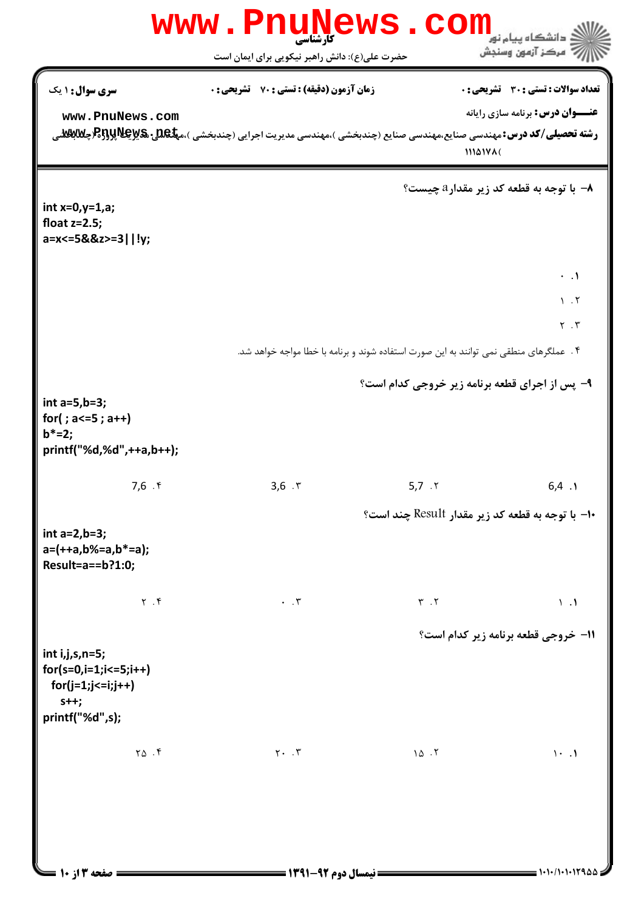**تعداد سوالات : تستی : ۳۰ تشریحی : ۰** | **زمان آزمون (دقیقه) : تستی : ۷۰ تشریحی : ۰** | **سری سوال : ۱ یک**

**عنـــوان درس:** برنامه سازی رایانه

**رشته تحصیلی/کد درس:** مهندسی صنایع،مهندسی صنایع (چندبخشی )،مهندسی مدیریت اجرایی (چندبخشی )،مهندسی مدیریت پروژه (چندبخشی ) ۱۱۱۵۱۷۸

۸- با توجه به قطعه کد زیر مقدار a چیست؟

```
int x=0,y=1,a;
float z=2.5;
a=x<=5&&z>=3||!y;
```

۱. ۰

۲. ۱

۳. ۲

۴. عملگرهای منطقی نمی توانند به این صورت استفاده شوند و برنامه با خطا مواجه خواهد شد.

۹- پس از اجرای قطعه برنامه زیر خروجی کدام است؟

```
int a=5,b=3;
for( ; a<=5 ; a++)
b*=2;
printf("%d,%d",++a,b++);
```

۱. 6,4 &nbsp;&nbsp;&nbsp; ۲. 5,7 &nbsp;&nbsp;&nbsp; ۳. 3,6 &nbsp;&nbsp;&nbsp; ۴. 7,6

۱۰- با توجه به قطعه کد زیر مقدار Result چند است؟

```
int a=2,b=3;
a=(++a,b%=a,b*=a);
Result=a==b?1:0;
```

۱. ۱ &nbsp;&nbsp;&nbsp; ۲. ۳ &nbsp;&nbsp;&nbsp; ۳. ۰ &nbsp;&nbsp;&nbsp; ۴. ۲

۱۱- خروجی قطعه برنامه زیر کدام است؟

```
int i,j,s,n=5;
for(s=0,i=1;i<=5;i++)
  for(j=1;j<=i;j++)
    s++;
printf("%d",s);
```

۱. ۱۰ &nbsp;&nbsp;&nbsp; ۲. ۱۵ &nbsp;&nbsp;&nbsp; ۳. ۲۰ &nbsp;&nbsp;&nbsp; ۴. ۲۵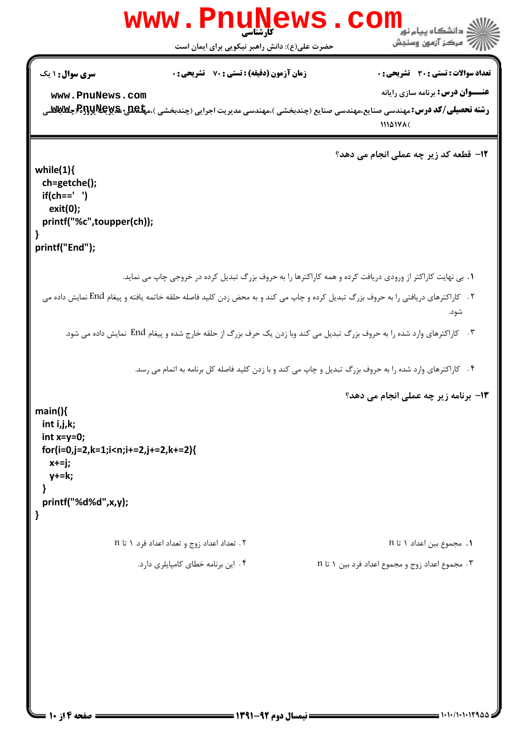**سری سوال:** ۱ یک

**زمان آزمون (دقیقه) : تستی :** ۷۰ **تشریحی :** ۰

**تعداد سوالات : تستی :** ۳۰ **تشریحی :** ۰

**عنـــوان درس:** برنامه سازی رایانه

**رشته تحصیلی/کد درس:** مهندسی صنایع،مهندسی صنایع (چندبخشی )،مهندسی مدیریت اجرایی (چندبخشی )،مهندسی مدیریت پروژه (چندبخشی )۱۱۱۵۱۷۸

۱۲- قطعه کد زیر چه عملی انجام می دهد؟

```
while(1){
  ch=getche();
  if(ch==' ')
    exit(0);
  printf("%c",toupper(ch));
}
printf("End");
```

۱. بی نهایت کاراکتر از ورودی دریافت کرده و همه کاراکترها را به حروف بزرگ تبدیل کرده در خروجی چاپ می نماید.

۲. کاراکترهای دریافتی را به حروف بزرگ تبدیل کرده و چاپ می کند و به محض زدن کلید فاصله حلقه خاتمه یافته و پیغام End نمایش داده می شود.

۳. کاراکترهای وارد شده را به حروف بزرگ تبدیل می کند وبا زدن یک حرف بزرگ از حلقه خارج شده و پیغام End نمایش داده می شود.

۴. کاراکترهای وارد شده را به حروف بزرگ تبدیل و چاپ می کند و با زدن کلید فاصله کل برنامه به اتمام می رسد.

۱۳- برنامه زیر چه عملی انجام می دهد؟

```
main(){
  int i,j,k;
  int x=y=0;
  for(i=0,j=2,k=1;i<n;i+=2,j+=2,k+=2){
    x+=j;
    y+=k;
  }
  printf("%d%d",x,y);
}
```

۱. مجموع بین اعداد ۱ تا n

۲. تعداد اعداد زوج و تعداد اعداد فرد ۱ تا n

۳. مجموع اعداد زوج و مجموع اعداد فرد بین ۱ تا n

۴. این برنامه خطای کامپایلری دارد.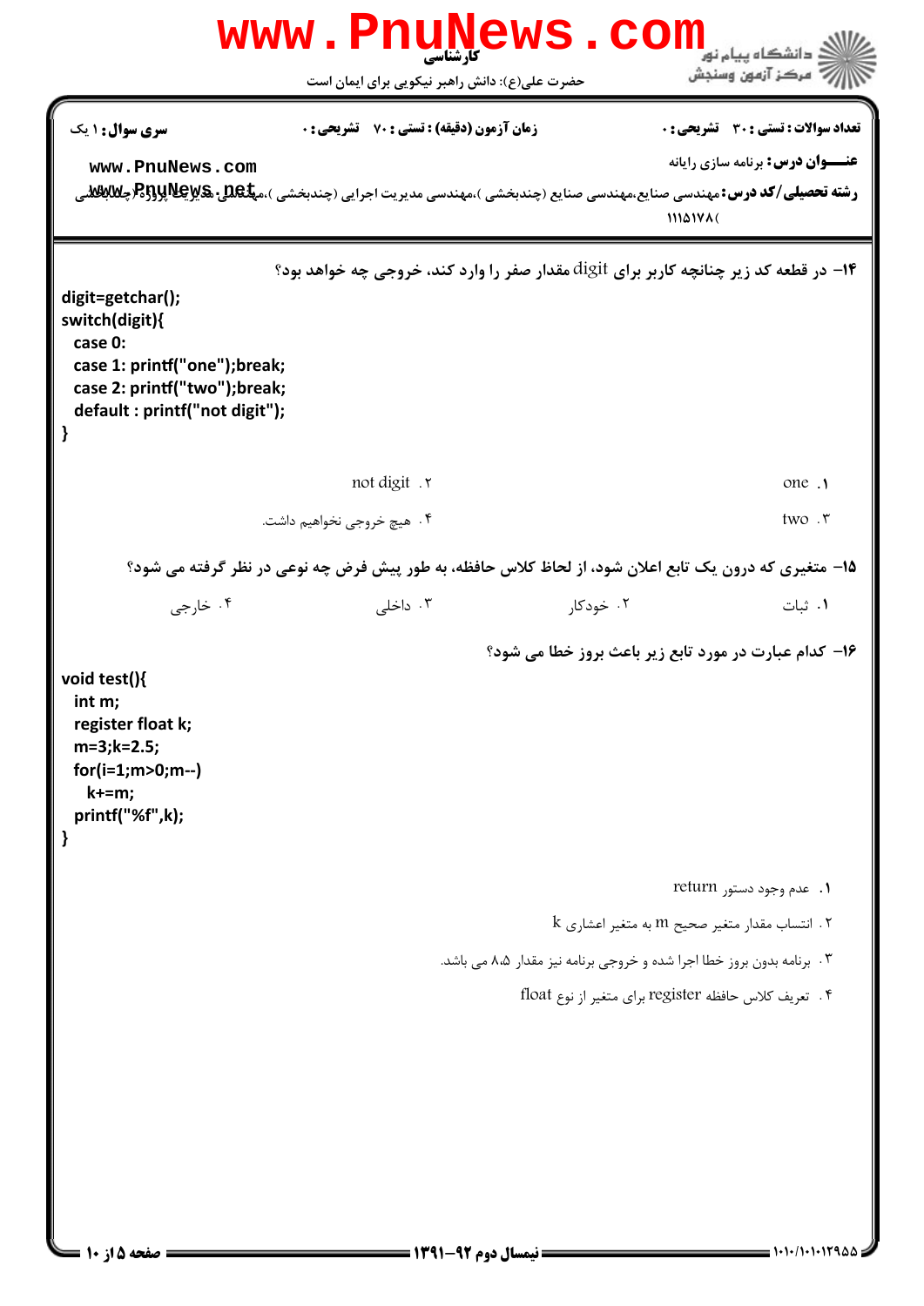**تعداد سوالات : تستی : ۳۰ تشریحی : ۰** | **زمان آزمون (دقیقه) : تستی : ۷۰ تشریحی : ۰** | **سری سوال : ۱ یک**

**عنـــوان درس:** برنامه سازی رایانه

**رشته تحصیلی/کد درس:** مهندسی صنایع،مهندسی صنایع (چندبخشی )،مهندسی مدیریت اجرایی (چندبخشی )،مهندسی مدیریت پروژه (چندبخشی ۱۱۱۵۱۷۸)

۱۴- در قطعه کد زیر چنانچه کاربر برای digit مقدار صفر را وارد کند، خروجی چه خواهد بود؟

```
digit=getchar();
switch(digit){
  case 0:
  case 1: printf("one");break;
  case 2: printf("two");break;
  default : printf("not digit");
}
```

۱. one

۲. not digit

۳. two

۴. هیچ خروجی نخواهیم داشت.

۱۵- متغیری که درون یک تابع اعلان شود، از لحاظ کلاس حافظه، به طور پیش فرض چه نوعی در نظر گرفته می شود؟

۱. ثبات

۲. خودکار

۳. داخلی

۴. خارجی

۱۶- کدام عبارت در مورد تابع زیر باعث بروز خطا می شود؟

```
void test(){
  int m;
  register float k;
  m=3;k=2.5;
  for(i=1;m>0;m--)
    k+=m;
  printf("%f",k);
}
```

۱. عدم وجود دستور return

۲. انتساب مقدار متغیر صحیح m به متغیر اعشاری k

۳. برنامه بدون بروز خطا اجرا شده و خروجی برنامه نیز مقدار ۸.۵ می باشد.

۴. تعریف کلاس حافظه register برای متغیر از نوع float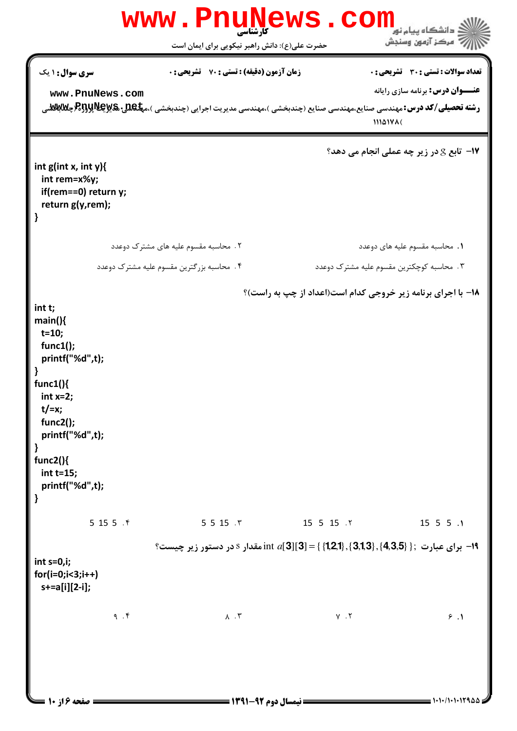۱۷- تابع g در زیر چه عملی انجام می دهد؟

```
int g(int x, int y){
  int rem=x%y;
  if(rem==0) return y;
  return g(y,rem);
}
```

۱. محاسبه مقسوم علیه های دوعدد

۲. محاسبه مقسوم علیه های مشترک دوعدد

۳. محاسبه کوچکترین مقسوم علیه مشترک دوعدد

۴. محاسبه بزرگترین مقسوم علیه مشترک دوعدد

۱۸- با اجرای برنامه زیر خروجی کدام است(اعداد از چپ به راست)؟

```
int t;
main(){
  t=10;
  func1();
  printf("%d",t);
}
func1(){
  int x=2;
  t/=x;
  func2();
  printf("%d",t);
}
func2(){
  int t=15;
  printf("%d",t);
}
```

۱. 15 5 5

۲. 15 5 15

۳. 5 5 15

۴. 5 15 5

۱۹- برای عبارت ; $\text{int } a[3][3] = \{\{1,2,1\},\{3,1,3\},\{4,3,5\}\}$ مقدار s در دستور زیر چیست؟

```
int s=0,i;
for(i=0;i<3;i++)
  s+=a[i][2-i];
```

۱. ۶

۲. ۷

۳. ۸

۴. ۹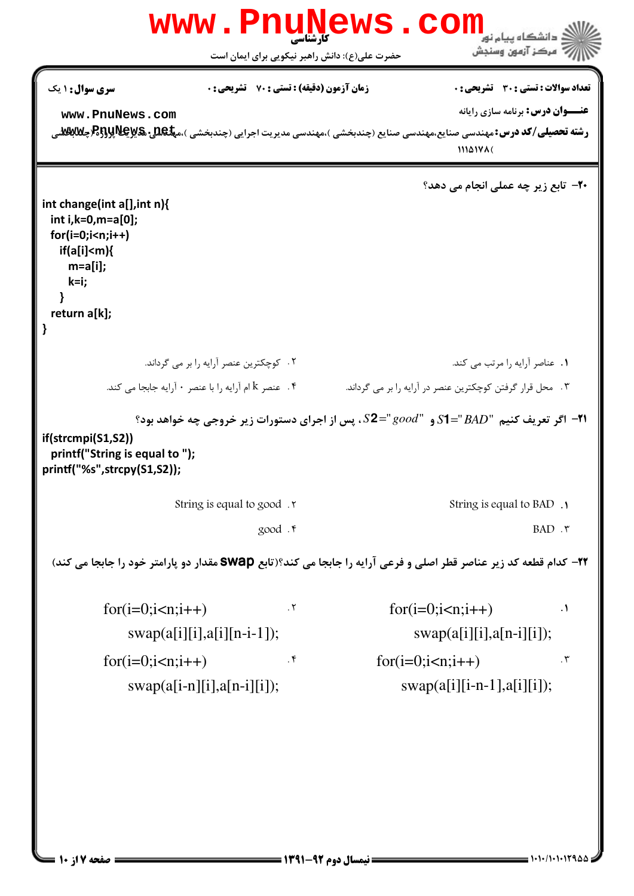۲۰– تابع زیر چه عملی انجام می دهد؟

```
int change(int a[],int n){
  int i,k=0,m=a[0];
  for(i=0;i<n;i++)
    if(a[i]<m){
      m=a[i];
      k=i;
    }
  return a[k];
}
```

۱. عناصر آرایه را مرتب می کند.

۲. کوچکترین عنصر آرایه را بر می گرداند.

۳. محل قرار گرفتن کوچکترین عنصر در آرایه را بر می گرداند.

۴. عنصر k ام آرایه را با عنصر ۰ آرایه جابجا می کند.

۲۱– اگر تعریف کنیم "S1="BAD و "S2="good، پس از اجرای دستورات زیر خروجی چه خواهد بود؟

```
if(strcmpi(S1,S2))
  printf("String is equal to ");
printf("%s",strcpy(S1,S2));
```

۱. String is equal to BAD

۲. String is equal to good

۳. BAD

۴. good

۲۲– کدام قطعه کد زیر عناصر قطر اصلی و فرعی آرایه را جابجا می کند؟(تابع **swap** مقدار دو پارامتر خود را جابجا می کند)

۱.
```
for(i=0;i<n;i++)
    swap(a[i][i],a[n-i][i]);
```

۲.
```
for(i=0;i<n;i++)
    swap(a[i][i],a[i][n-i-1]);
```

۳.
```
for(i=0;i<n;i++)
    swap(a[i][i-n-1],a[i][i]);
```

۴.
```
for(i=0;i<n;i++)
    swap(a[i-n][i],a[n-i][i]);
```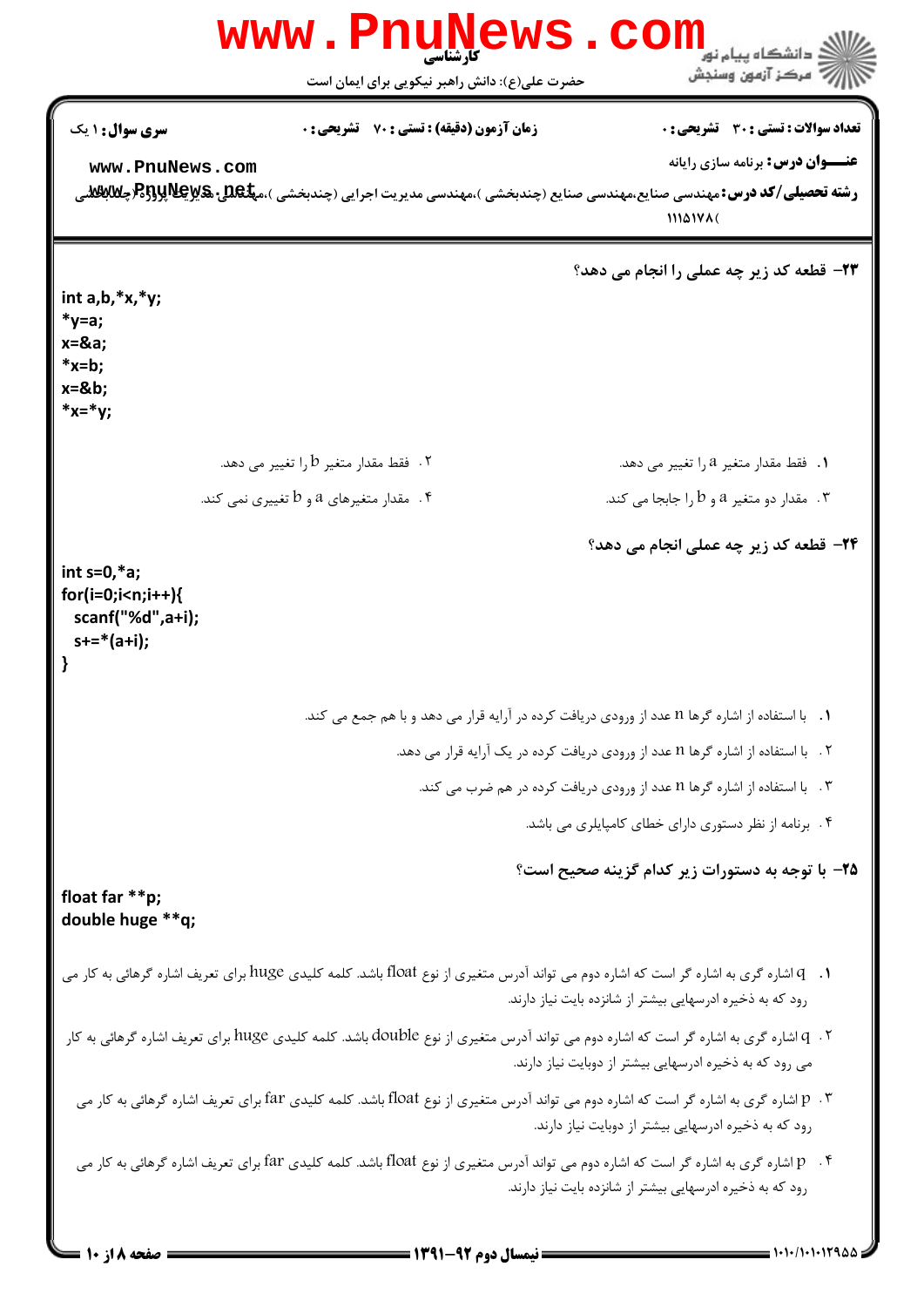**سری سوال:** ۱ یک

**زمان آزمون (دقیقه) : تستی :** ۷۰ **تشریحی :** ۰

**تعداد سوالات : تستی :** ۳۰ **تشریحی :** ۰

**عنـــوان درس:** برنامه سازی رایانه

**رشته تحصیلی/کد درس:** مهندسی صنایع،مهندسی صنایع (چندبخشی )،مهندسی مدیریت اجرایی (چندبخشی )،مهندسی مدیریت پروژه (چندبخشی ) ۱۱۱۵۱۷۸

**۲۳- قطعه کد زیر چه عملی را انجام می دهد؟**

```
int a,b,*x,*y;
*y=a;
x=&a;
*x=b;
x=&b;
*x=*y;
```

۱. فقط مقدار متغیر a را تغییر می دهد.

۲. فقط مقدار متغیر b را تغییر می دهد.

۳. مقدار دو متغیر a و b را جابجا می کند.

۴. مقدار متغیرهای a و b تغییری نمی کند.

**۲۴- قطعه کد زیر چه عملی انجام می دهد؟**

```
int s=0,*a;
for(i=0;i<n;i++){
  scanf("%d",a+i);
  s+=*(a+i);
}
```

۱. با استفاده از اشاره گرها n عدد از ورودی دریافت کرده در آرایه قرار می دهد و با هم جمع می کند.

۲. با استفاده از اشاره گرها n عدد از ورودی دریافت کرده در یک آرایه قرار می دهد.

۳. با استفاده از اشاره گرها n عدد از ورودی دریافت کرده در هم ضرب می کند.

۴. برنامه از نظر دستوری دارای خطای کامپایلری می باشد.

**۲۵- با توجه به دستورات زیر کدام گزینه صحیح است؟**

```
float far **p;
double huge **q;
```

۱. q اشاره گری به اشاره گر است که اشاره دوم می تواند آدرس متغیری از نوع float باشد. کلمه کلیدی huge برای تعریف اشاره گرهائی به کار می رود که به ذخیره ادرسهایی بیشتر از شانزده بایت نیاز دارند.

۲. q اشاره گری به اشاره گر است که اشاره دوم می تواند آدرس متغیری از نوع double باشد. کلمه کلیدی huge برای تعریف اشاره گرهائی به کار می رود که به ذخیره ادرسهایی بیشتر از دوبایت نیاز دارند.

۳. p اشاره گری به اشاره گر است که اشاره دوم می تواند آدرس متغیری از نوع float باشد. کلمه کلیدی far برای تعریف اشاره گرهائی به کار می رود که به ذخیره ادرسهایی بیشتر از دوبایت نیاز دارند.

۴. p اشاره گری به اشاره گر است که اشاره دوم می تواند آدرس متغیری از نوع float باشد. کلمه کلیدی far برای تعریف اشاره گرهائی به کار می رود که به ذخیره ادرسهایی بیشتر از شانزده بایت نیاز دارند.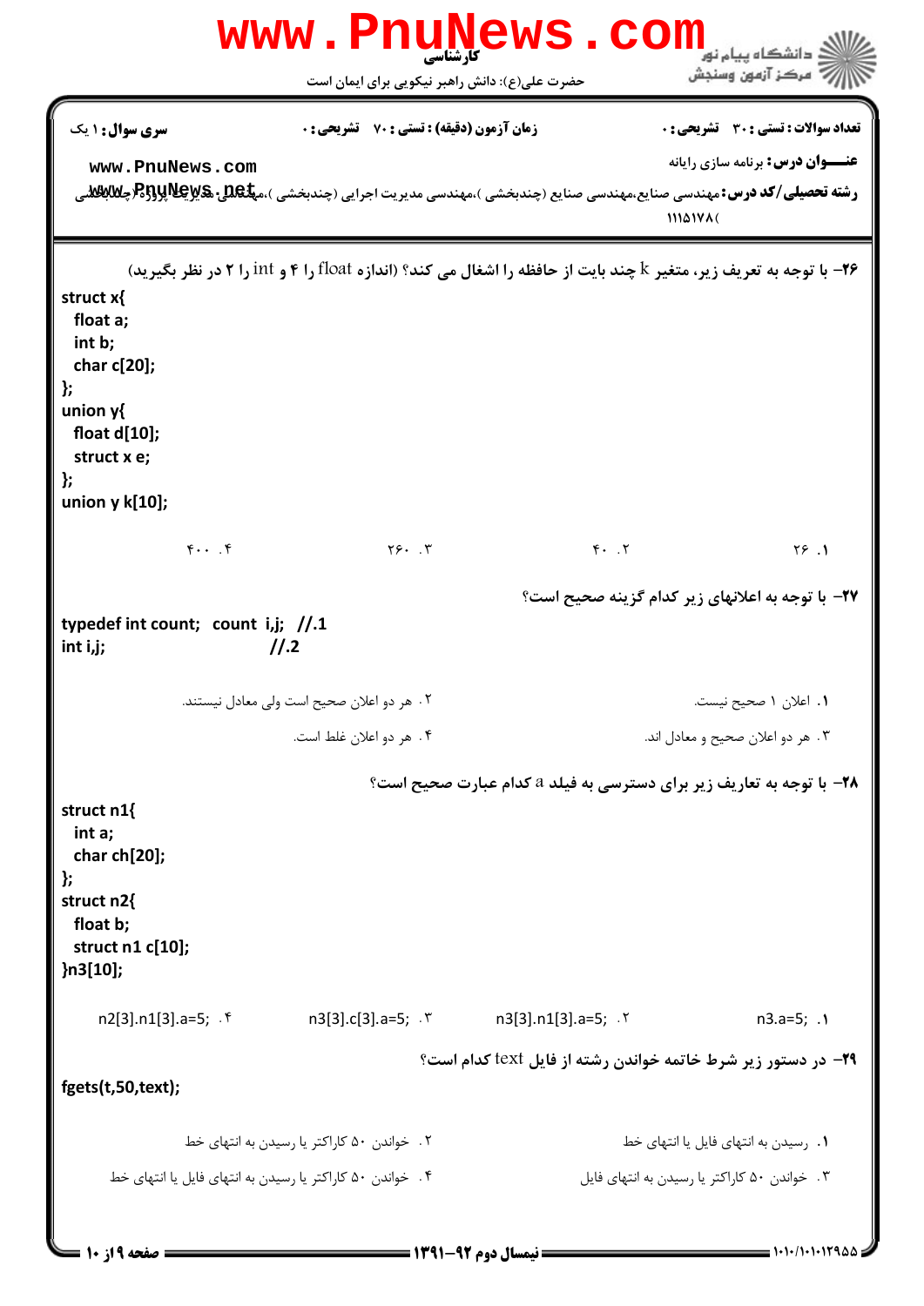۲۶- با توجه به تعریف زیر، متغیر k چند بایت از حافظه را اشغال می کند؟ (اندازه float را ۴ و int را ۲ در نظر بگیرید)

```
struct x{
  float a;
  int b;
  char c[20];
};
union y{
  float d[10];
  struct x e;
};
union y k[10];
```

۱. ۲۶
۲. ۴۰
۳. ۲۶۰
۴. ۴۰۰

۲۷- با توجه به اعلانهای زیر کدام گزینه صحیح است؟

```
typedef int count;  count i,j;  //.1
int i,j;                       //.2
```

۱. اعلان ۱ صحیح نیست.
۲. هر دو اعلان صحیح است ولی معادل نیستند.
۳. هر دو اعلان صحیح و معادل اند.
۴. هر دو اعلان غلط است.

۲۸- با توجه به تعاریف زیر برای دسترسی به فیلد a کدام عبارت صحیح است؟

```
struct n1{
  int a;
  char ch[20];
};
struct n2{
  float b;
  struct n1 c[10];
}n3[10];
```

۱. n3.a=5;
۲. n3[3].n1[3].a=5;
۳. n3[3].c[3].a=5;
۴. n2[3].n1[3].a=5;

۲۹- در دستور زیر شرط خاتمه خواندن رشته از فایل text کدام است؟

```
fgets(t,50,text);
```

۱. رسیدن به انتهای فایل یا انتهای خط
۲. خواندن ۵۰ کاراکتر یا رسیدن به انتهای خط
۳. خواندن ۵۰ کاراکتر یا رسیدن به انتهای فایل
۴. خواندن ۵۰ کاراکتر یا رسیدن به انتهای فایل یا انتهای خط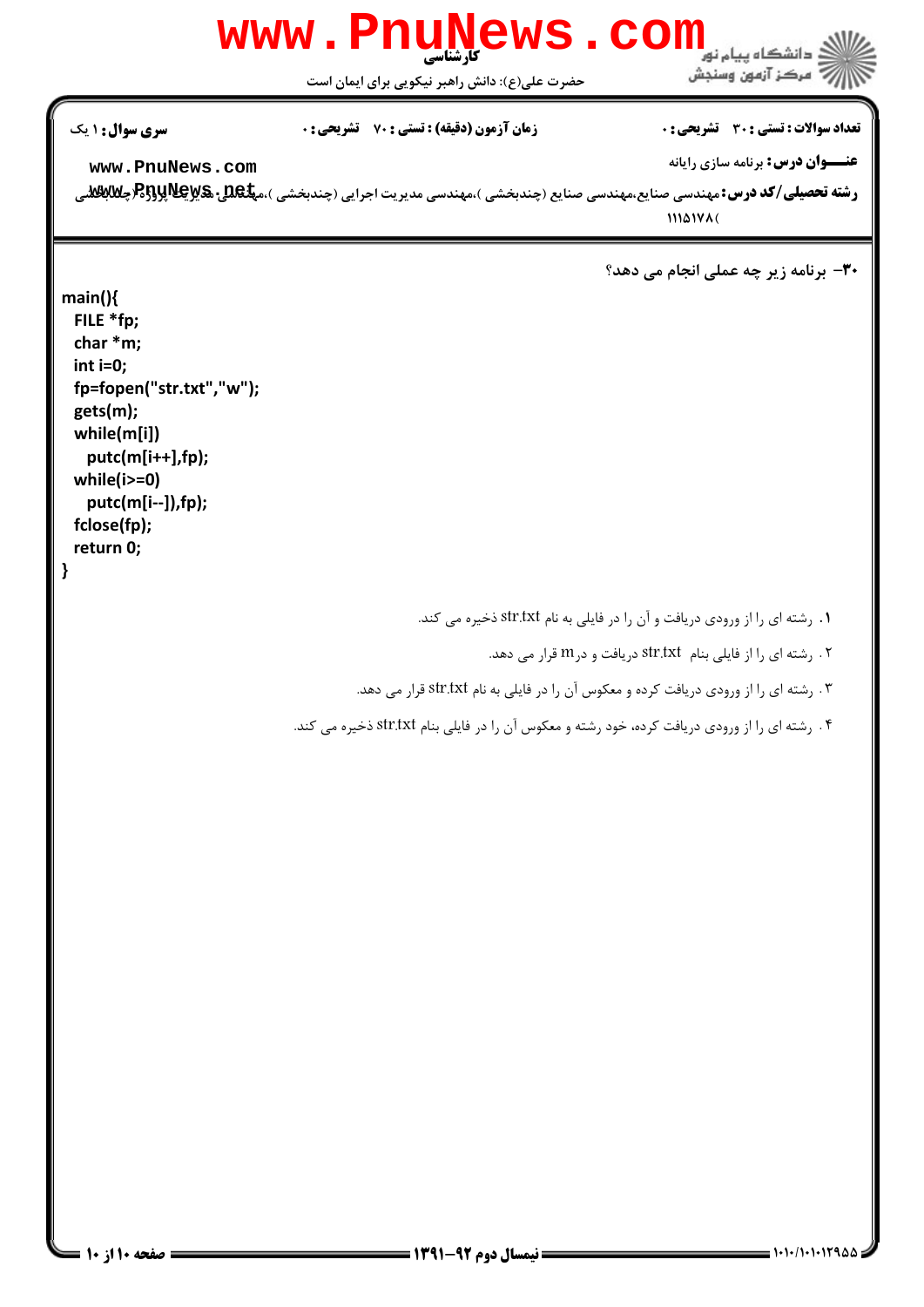**سری سوال:** ۱ یک

**زمان آزمون (دقیقه) : تستی :** ۷۰ **تشریحی :** ۰

**تعداد سوالات : تستی :** ۳۰ **تشریحی :** ۰

**عنـــوان درس:** برنامه سازی رایانه

**رشته تحصیلی/کد درس:** مهندسی صنایع،مهندسی صنایع (چندبخشی )،مهندسی مدیریت اجرایی (چندبخشی )،مهندسی مدیریت پروژه (چندبخشی ) ۱۱۱۵۱۷۸

**۳۰-** برنامه زیر چه عملی انجام می دهد؟

```
main(){
  FILE *fp;
  char *m;
  int i=0;
  fp=fopen("str.txt","w");
  gets(m);
  while(m[i])
    putc(m[i++],fp);
  while(i>=0)
    putc(m[i--]),fp);
  fclose(fp);
  return 0;
}
```

۱. رشته ای را از ورودی دریافت و آن را در فایلی به نام str.txt ذخیره می کند.

۲. رشته ای را از فایلی بنام str.txt دریافت و در m قرار می دهد.

۳. رشته ای را از ورودی دریافت کرده و معکوس آن را در فایلی به نام str.txt قرار می دهد.

۴. رشته ای را از ورودی دریافت کرده، خود رشته و معکوس آن را در فایلی بنام str.txt ذخیره می کند.